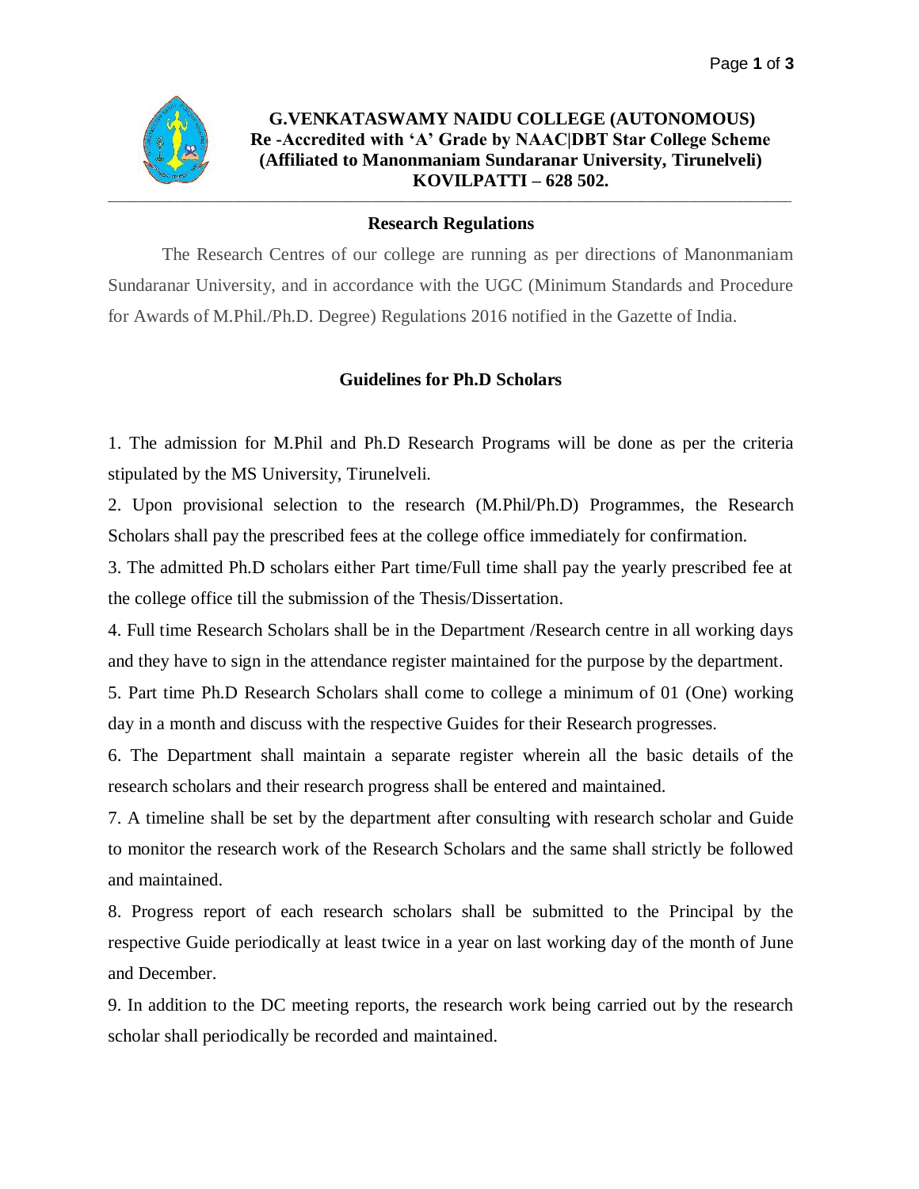**G.VENKATASWAMY NAIDU COLLEGE (AUTONOMOUS)**
**Re -Accredited with 'A' Grade by NAAC|DBT Star College Scheme**
**(Affiliated to Manonmaniam Sundaranar University, Tirunelveli)**
**KOVILPATTI – 628 502.**

---

## Research Regulations

The Research Centres of our college are running as per directions of Manonmaniam Sundaranar University, and in accordance with the UGC (Minimum Standards and Procedure for Awards of M.Phil./Ph.D. Degree) Regulations 2016 notified in the Gazette of India.

## Guidelines for Ph.D Scholars

1. The admission for M.Phil and Ph.D Research Programs will be done as per the criteria stipulated by the MS University, Tirunelveli.
2. Upon provisional selection to the research (M.Phil/Ph.D) Programmes, the Research Scholars shall pay the prescribed fees at the college office immediately for confirmation.
3. The admitted Ph.D scholars either Part time/Full time shall pay the yearly prescribed fee at the college office till the submission of the Thesis/Dissertation.
4. Full time Research Scholars shall be in the Department /Research centre in all working days and they have to sign in the attendance register maintained for the purpose by the department.
5. Part time Ph.D Research Scholars shall come to college a minimum of 01 (One) working day in a month and discuss with the respective Guides for their Research progresses.
6. The Department shall maintain a separate register wherein all the basic details of the research scholars and their research progress shall be entered and maintained.
7. A timeline shall be set by the department after consulting with research scholar and Guide to monitor the research work of the Research Scholars and the same shall strictly be followed and maintained.
8. Progress report of each research scholars shall be submitted to the Principal by the respective Guide periodically at least twice in a year on last working day of the month of June and December.
9. In addition to the DC meeting reports, the research work being carried out by the research scholar shall periodically be recorded and maintained.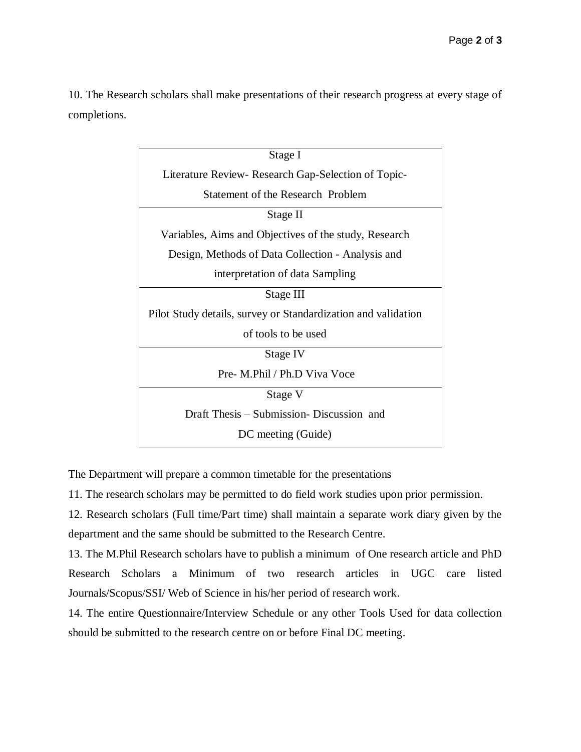10. The Research scholars shall make presentations of their research progress at every stage of completions.

| Stage I<br>Literature Review- Research Gap-Selection of Topic-<br>Statement of the Research Problem |
|---|
| Stage II<br>Variables, Aims and Objectives of the study, Research Design, Methods of Data Collection - Analysis and interpretation of data Sampling |
| Stage III<br>Pilot Study details, survey or Standardization and validation of tools to be used |
| Stage IV<br>Pre- M.Phil / Ph.D Viva Voce |
| Stage V<br>Draft Thesis – Submission- Discussion and<br>DC meeting (Guide) |

The Department will prepare a common timetable for the presentations

11. The research scholars may be permitted to do field work studies upon prior permission.

12. Research scholars (Full time/Part time) shall maintain a separate work diary given by the department and the same should be submitted to the Research Centre.

13. The M.Phil Research scholars have to publish a minimum of One research article and PhD Research Scholars a Minimum of two research articles in UGC care listed Journals/Scopus/SSI/ Web of Science in his/her period of research work.

14. The entire Questionnaire/Interview Schedule or any other Tools Used for data collection should be submitted to the research centre on or before Final DC meeting.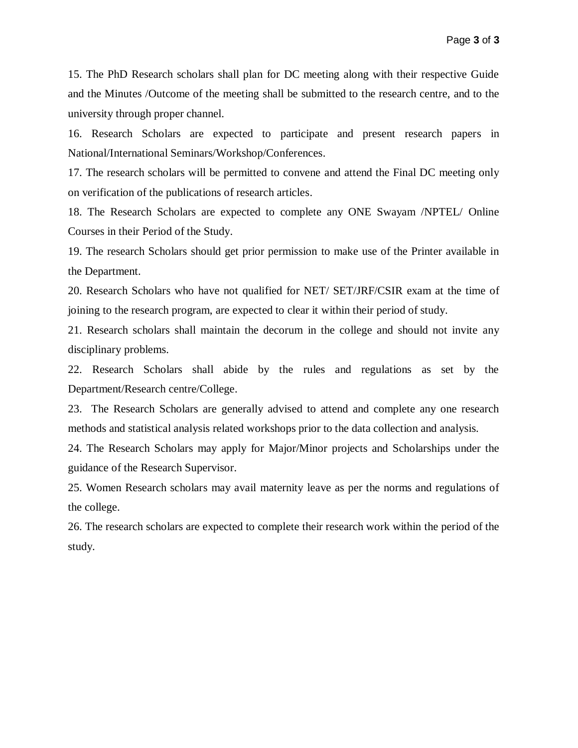15. The PhD Research scholars shall plan for DC meeting along with their respective Guide and the Minutes /Outcome of the meeting shall be submitted to the research centre, and to the university through proper channel.

16. Research Scholars are expected to participate and present research papers in National/International Seminars/Workshop/Conferences.

17. The research scholars will be permitted to convene and attend the Final DC meeting only on verification of the publications of research articles.

18. The Research Scholars are expected to complete any ONE Swayam /NPTEL/ Online Courses in their Period of the Study.

19. The research Scholars should get prior permission to make use of the Printer available in the Department.

20. Research Scholars who have not qualified for NET/ SET/JRF/CSIR exam at the time of joining to the research program, are expected to clear it within their period of study.

21. Research scholars shall maintain the decorum in the college and should not invite any disciplinary problems.

22. Research Scholars shall abide by the rules and regulations as set by the Department/Research centre/College.

23. The Research Scholars are generally advised to attend and complete any one research methods and statistical analysis related workshops prior to the data collection and analysis.

24. The Research Scholars may apply for Major/Minor projects and Scholarships under the guidance of the Research Supervisor.

25. Women Research scholars may avail maternity leave as per the norms and regulations of the college.

26. The research scholars are expected to complete their research work within the period of the study.